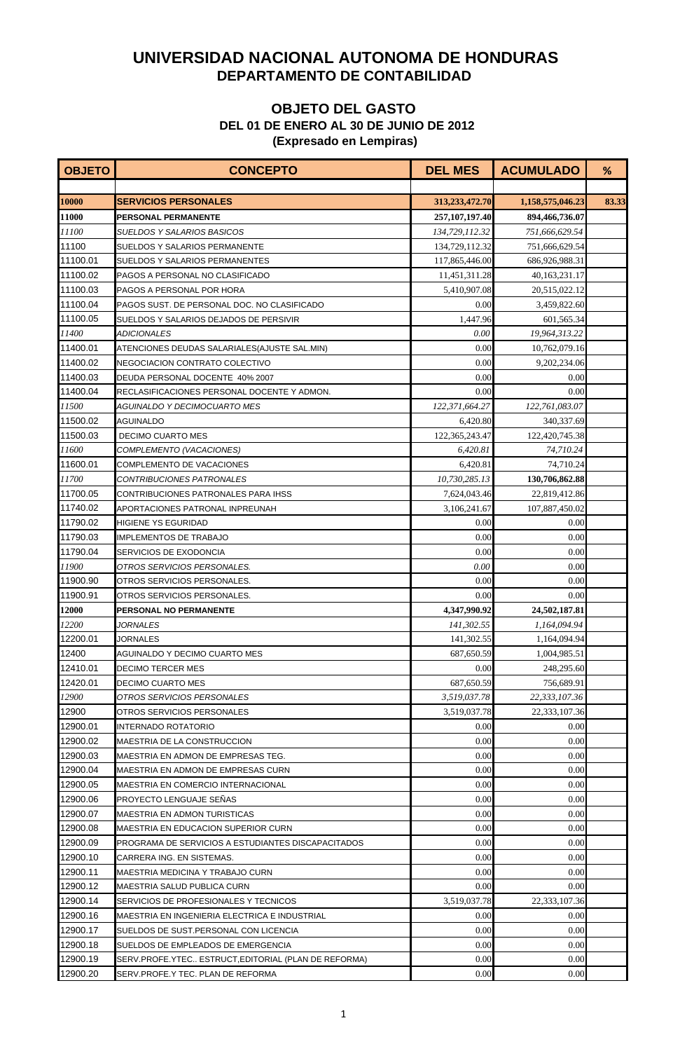# UNIVERSIDAD NACIONAL AUTONOMA DE HONDURAS
## DEPARTAMENTO DE CONTABILIDAD

### OBJETO DEL GASTO
**DEL 01 DE ENERO AL 30 DE JUNIO DE 2012**
**(Expresado en Lempiras)**

| OBJETO | CONCEPTO | DEL MES | ACUMULADO | % |
|---|---|---|---|---|
| | | | | |
| **10000** | **SERVICIOS PERSONALES** | **313,233,472.70** | **1,158,575,046.23** | **83.33** |
| **11000** | **PERSONAL PERMANENTE** | **257,107,197.40** | **894,466,736.07** | |
| *11100* | *SUELDOS Y SALARIOS BASICOS* | *134,729,112.32* | *751,666,629.54* | |
| 11100 | SUELDOS Y SALARIOS PERMANENTE | 134,729,112.32 | 751,666,629.54 | |
| 11100.01 | SUELDOS Y SALARIOS PERMANENTES | 117,865,446.00 | 686,926,988.31 | |
| 11100.02 | PAGOS A PERSONAL NO CLASIFICADO | 11,451,311.28 | 40,163,231.17 | |
| 11100.03 | PAGOS A PERSONAL POR HORA | 5,410,907.08 | 20,515,022.12 | |
| 11100.04 | PAGOS SUST. DE PERSONAL DOC. NO CLASIFICADO | 0.00 | 3,459,822.60 | |
| 11100.05 | SUELDOS Y SALARIOS DEJADOS DE PERSIVIR | 1,447.96 | 601,565.34 | |
| *11400* | *ADICIONALES* | *0.00* | *19,964,313.22* | |
| 11400.01 | ATENCIONES DEUDAS SALARIALES(AJUSTE SAL.MIN) | 0.00 | 10,762,079.16 | |
| 11400.02 | NEGOCIACION CONTRATO COLECTIVO | 0.00 | 9,202,234.06 | |
| 11400.03 | DEUDA PERSONAL DOCENTE 40% 2007 | 0.00 | 0.00 | |
| 11400.04 | RECLASIFICACIONES PERSONAL DOCENTE Y ADMON. | 0.00 | 0.00 | |
| *11500* | *AGUINALDO Y DECIMOCUARTO MES* | *122,371,664.27* | *122,761,083.07* | |
| 11500.02 | AGUINALDO | 6,420.80 | 340,337.69 | |
| 11500.03 | DECIMO CUARTO MES | 122,365,243.47 | 122,420,745.38 | |
| *11600* | *COMPLEMENTO (VACACIONES)* | *6,420.81* | *74,710.24* | |
| 11600.01 | COMPLEMENTO DE VACACIONES | 6,420.81 | 74,710.24 | |
| *11700* | *CONTRIBUCIONES PATRONALES* | *10,730,285.13* | **130,706,862.88** | |
| 11700.05 | CONTRIBUCIONES PATRONALES PARA IHSS | 7,624,043.46 | 22,819,412.86 | |
| 11740.02 | APORTACIONES PATRONAL INPREUNAH | 3,106,241.67 | 107,887,450.02 | |
| 11790.02 | HIGIENE YS EGURIDAD | 0.00 | 0.00 | |
| 11790.03 | IMPLEMENTOS DE TRABAJO | 0.00 | 0.00 | |
| 11790.04 | SERVICIOS DE EXODONCIA | 0.00 | 0.00 | |
| *11900* | *OTROS SERVICIOS PERSONALES.* | *0.00* | 0.00 | |
| 11900.90 | OTROS SERVICIOS PERSONALES. | 0.00 | 0.00 | |
| 11900.91 | OTROS SERVICIOS PERSONALES. | 0.00 | 0.00 | |
| **12000** | **PERSONAL NO PERMANENTE** | **4,347,990.92** | **24,502,187.81** | |
| *12200* | *JORNALES* | *141,302.55* | *1,164,094.94* | |
| 12200.01 | JORNALES | 141,302.55 | 1,164,094.94 | |
| 12400 | AGUINALDO Y DECIMO CUARTO MES | 687,650.59 | 1,004,985.51 | |
| 12410.01 | DECIMO TERCER MES | 0.00 | 248,295.60 | |
| 12420.01 | DECIMO CUARTO MES | 687,650.59 | 756,689.91 | |
| *12900* | *OTROS SERVICIOS PERSONALES* | *3,519,037.78* | *22,333,107.36* | |
| 12900 | OTROS SERVICIOS PERSONALES | 3,519,037.78 | 22,333,107.36 | |
| 12900.01 | INTERNADO ROTATORIO | 0.00 | 0.00 | |
| 12900.02 | MAESTRIA DE LA CONSTRUCCION | 0.00 | 0.00 | |
| 12900.03 | MAESTRIA EN ADMON DE EMPRESAS TEG. | 0.00 | 0.00 | |
| 12900.04 | MAESTRIA EN ADMON DE EMPRESAS CURN | 0.00 | 0.00 | |
| 12900.05 | MAESTRIA EN COMERCIO INTERNACIONAL | 0.00 | 0.00 | |
| 12900.06 | PROYECTO LENGUAJE SEÑAS | 0.00 | 0.00 | |
| 12900.07 | MAESTRIA EN ADMON TURISTICAS | 0.00 | 0.00 | |
| 12900.08 | MAESTRIA EN EDUCACION SUPERIOR CURN | 0.00 | 0.00 | |
| 12900.09 | PROGRAMA DE SERVICIOS A ESTUDIANTES DISCAPACITADOS | 0.00 | 0.00 | |
| 12900.10 | CARRERA ING. EN SISTEMAS. | 0.00 | 0.00 | |
| 12900.11 | MAESTRIA MEDICINA Y TRABAJO CURN | 0.00 | 0.00 | |
| 12900.12 | MAESTRIA SALUD PUBLICA CURN | 0.00 | 0.00 | |
| 12900.14 | SERVICIOS DE PROFESIONALES Y TECNICOS | 3,519,037.78 | 22,333,107.36 | |
| 12900.16 | MAESTRIA EN INGENIERIA ELECTRICA E INDUSTRIAL | 0.00 | 0.00 | |
| 12900.17 | SUELDOS DE SUST.PERSONAL CON LICENCIA | 0.00 | 0.00 | |
| 12900.18 | SUELDOS DE EMPLEADOS DE EMERGENCIA | 0.00 | 0.00 | |
| 12900.19 | SERV.PROFE.YTEC.. ESTRUCT,EDITORIAL (PLAN DE REFORMA) | 0.00 | 0.00 | |
| 12900.20 | SERV.PROFE.Y TEC. PLAN DE REFORMA | 0.00 | 0.00 | |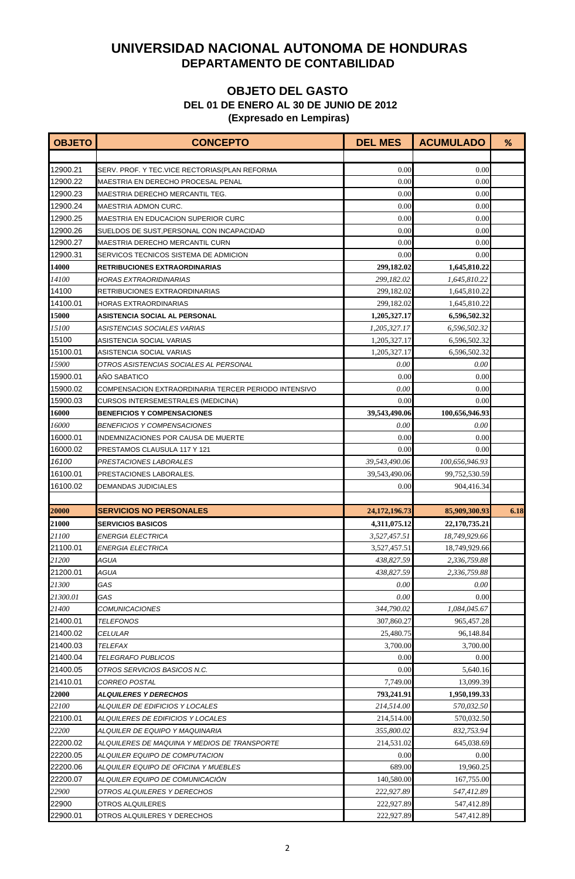# UNIVERSIDAD NACIONAL AUTONOMA DE HONDURAS
## DEPARTAMENTO DE CONTABILIDAD

### OBJETO DEL GASTO
**DEL 01 DE ENERO AL 30 DE JUNIO DE 2012**
**(Expresado en Lempiras)**

| OBJETO | CONCEPTO | DEL MES | ACUMULADO | % |
|---|---|---|---|---|
| | | | | |
| 12900.21 | SERV. PROF. Y TEC.VICE RECTORIAS(PLAN REFORMA | 0.00 | 0.00 | |
| 12900.22 | MAESTRIA EN DERECHO PROCESAL PENAL | 0.00 | 0.00 | |
| 12900.23 | MAESTRIA DERECHO MERCANTIL TEG. | 0.00 | 0.00 | |
| 12900.24 | MAESTRIA ADMON CURC. | 0.00 | 0.00 | |
| 12900.25 | MAESTRIA EN EDUCACION SUPERIOR CURC | 0.00 | 0.00 | |
| 12900.26 | SUELDOS DE SUST,PERSONAL CON INCAPACIDAD | 0.00 | 0.00 | |
| 12900.27 | MAESTRIA DERECHO MERCANTIL CURN | 0.00 | 0.00 | |
| 12900.31 | SERVICOS TECNICOS SISTEMA DE ADMICION | 0.00 | 0.00 | |
| **14000** | **RETRIBUCIONES EXTRAORDINARIAS** | **299,182.02** | **1,645,810.22** | |
| *14100* | *HORAS EXTRAORIDINARIAS* | *299,182.02* | *1,645,810.22* | |
| 14100 | RETRIBUCIONES EXTRAORDINARIAS | 299,182.02 | 1,645,810.22 | |
| 14100.01 | HORAS EXTRAORDINARIAS | 299,182.02 | 1,645,810.22 | |
| **15000** | **ASISTENCIA SOCIAL AL PERSONAL** | **1,205,327.17** | **6,596,502.32** | |
| *15100* | *ASISTENCIAS SOCIALES VARIAS* | *1,205,327.17* | *6,596,502.32* | |
| 15100 | ASISTENCIA SOCIAL VARIAS | 1,205,327.17 | 6,596,502.32 | |
| 15100.01 | ASISTENCIA SOCIAL VARIAS | 1,205,327.17 | 6,596,502.32 | |
| *15900* | *OTROS ASISTENCIAS SOCIALES AL PERSONAL* | *0.00* | *0.00* | |
| 15900.01 | AÑO SABATICO | 0.00 | 0.00 | |
| 15900.02 | COMPENSACION EXTRAORDINARIA TERCER PERIODO INTENSIVO | *0.00* | 0.00 | |
| 15900.03 | CURSOS INTERSEMESTRALES (MEDICINA) | 0.00 | 0.00 | |
| **16000** | **BENEFICIOS Y COMPENSACIONES** | **39,543,490.06** | **100,656,946.93** | |
| *16000* | *BENEFICIOS Y COMPENSACIONES* | *0.00* | *0.00* | |
| 16000.01 | INDEMNIZACIONES POR CAUSA DE MUERTE | 0.00 | 0.00 | |
| 16000.02 | PRESTAMOS CLAUSULA 117 Y 121 | 0.00 | 0.00 | |
| *16100* | *PRESTACIONES LABORALES* | *39,543,490.06* | *100,656,946.93* | |
| 16100.01 | PRESTACIONES LABORALES. | 39,543,490.06 | 99,752,530.59 | |
| 16100.02 | DEMANDAS JUDICIALES | 0.00 | 904,416.34 | |
| | | | | |
| **20000** | **SERVICIOS NO PERSONALES** | **24,172,196.73** | **85,909,300.93** | **6.18** |
| **21000** | **SERVICIOS BASICOS** | **4,311,075.12** | **22,170,735.21** | |
| *21100* | *ENERGIA ELECTRICA* | *3,527,457.51* | *18,749,929.66* | |
| 21100.01 | *ENERGIA ELECTRICA* | 3,527,457.51 | 18,749,929.66 | |
| *21200* | *AGUA* | *438,827.59* | *2,336,759.88* | |
| 21200.01 | *AGUA* | *438,827.59* | *2,336,759.88* | |
| *21300* | *GAS* | *0.00* | *0.00* | |
| *21300.01* | *GAS* | *0.00* | 0.00 | |
| *21400* | *COMUNICACIONES* | *344,790.02* | *1,084,045.67* | |
| 21400.01 | *TELEFONOS* | 307,860.27 | 965,457.28 | |
| 21400.02 | *CELULAR* | 25,480.75 | 96,148.84 | |
| 21400.03 | *TELEFAX* | 3,700.00 | 3,700.00 | |
| 21400.04 | *TELEGRAFO PUBLICOS* | 0.00 | 0.00 | |
| 21400.05 | *OTROS SERVICIOS BASICOS N.C.* | 0.00 | 5,640.16 | |
| 21410.01 | *CORREO POSTAL* | 7,749.00 | 13,099.39 | |
| **22000** | ***ALQUILERES Y DERECHOS*** | **793,241.91** | **1,950,199.33** | |
| *22100* | *ALQUILER DE EDIFICIOS Y LOCALES* | *214,514.00* | *570,032.50* | |
| 22100.01 | *ALQUILERES DE EDIFICIOS Y LOCALES* | 214,514.00 | 570,032.50 | |
| *22200* | *ALQUILER DE EQUIPO Y MAQUINARIA* | *355,800.02* | *832,753.94* | |
| 22200.02 | *ALQUILERES DE MAQUINA Y MEDIOS DE TRANSPORTE* | 214,531.02 | 645,038.69 | |
| 22200.05 | *ALQUILER EQUIPO DE COMPUTACION* | 0.00 | 0.00 | |
| 22200.06 | *ALQUILER EQUIPO DE OFICINA Y MUEBLES* | 689.00 | 19,960.25 | |
| 22200.07 | *ALQUILER EQUIPO DE COMUNICACIÓN* | 140,580.00 | 167,755.00 | |
| *22900* | *OTROS ALQUILERES Y DERECHOS* | *222,927.89* | *547,412.89* | |
| 22900 | OTROS ALQUILERES | 222,927.89 | 547,412.89 | |
| 22900.01 | OTROS ALQUILERES Y DERECHOS | 222,927.89 | 547,412.89 | |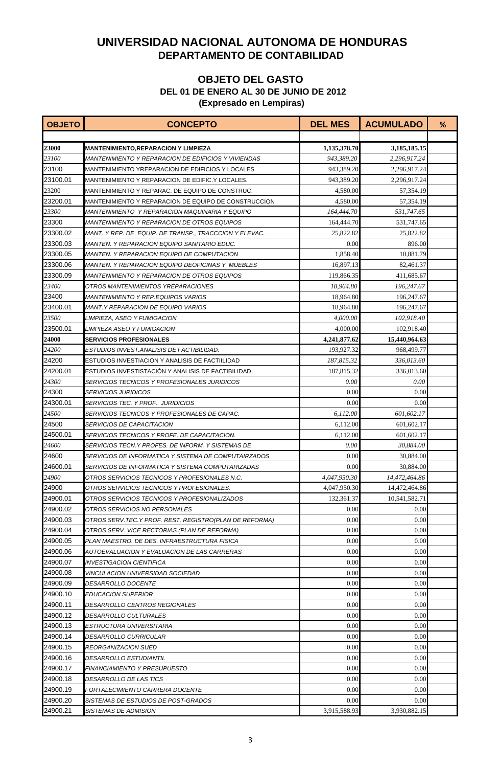# UNIVERSIDAD NACIONAL AUTONOMA DE HONDURAS
## DEPARTAMENTO DE CONTABILIDAD

### OBJETO DEL GASTO
**DEL 01 DE ENERO AL 30 DE JUNIO DE 2012**
**(Expresado en Lempiras)**

| OBJETO | CONCEPTO | DEL MES | ACUMULADO | % |
|---|---|---|---|---|
| | | | | |
| **23000** | **MANTENIMIENTO,REPARACION Y LIMPIEZA** | **1,135,378.70** | **3,185,185.15** | |
| *23100* | *MANTENIMIENTO Y REPARACION DE EDIFICIOS Y VIVIENDAS* | *943,389.20* | *2,296,917.24* | |
| 23100 | MANTENIMIENTO YREPARACION DE EDIFICIOS Y LOCALES | 943,389.20 | 2,296,917.24 | |
| 23100.01 | MANTENIMIENTO Y REPARACION DE EDIFIC.Y LOCALES. | 943,389.20 | 2,296,917.24 | |
| 23200 | MANTENIMIENTO Y REPARAC. DE EQUIPO DE CONSTRUC. | 4,580.00 | 57,354.19 | |
| 23200.01 | MANTENIMIENTO Y REPARACION DE EQUIPO DE CONSTRUCCION | 4,580.00 | 57,354.19 | |
| *23300* | *MANTENIMIENTO Y REPARACION MAQUINARIA Y EQUIPO* | *164,444.70* | *531,747.65* | |
| 23300 | *MANTENIMIENTO Y REPARACION DE OTROS EQUIPOS* | 164,444.70 | 531,747.65 | |
| 23300.02 | *MANT. Y REP. DE EQUIP. DE TRANSP., TRACCCION Y ELEVAC.* | 25,822.82 | 25,822.82 | |
| 23300.03 | *MANTEN. Y REPARACION EQUIPO SANITARIO EDUC.* | 0.00 | 896.00 | |
| 23300.05 | *MANTEN. Y REPARACION EQUIPO DE COMPUTACION* | 1,858.40 | 10,881.79 | |
| 23300.06 | *MANTEN. Y REPARACION EQUIPO DEOFICINAS Y MUEBLES* | 16,897.13 | 82,461.37 | |
| 23300.09 | *MANTENIMIENTO Y REPARACION DE OTROS EQUIPOS* | 119,866.35 | 411,685.67 | |
| *23400* | *OTROS MANTENIMIENTOS YREPARACIONES* | *18,964.80* | *196,247.67* | |
| 23400 | *MANTENIMIENTO Y REP.EQUIPOS VARIOS* | 18,964.80 | 196,247.67 | |
| 23400.01 | *MANT.Y REPARACION DE EQUIPO VARIOS* | 18,964.80 | 196,247.67 | |
| *23500* | *LIMPIEZA, ASEO Y FUMIGACION* | *4,000.00* | *102,918.40* | |
| 23500.01 | *LIMPIEZA ASEO Y FUMIGACION* | 4,000.00 | 102,918.40 | |
| **24000** | **SERVICIOS PROFESIONALES** | **4,241,877.62** | **15,440,964.63** | |
| *24200* | *ESTUDIOS INVEST.ANALISIS DE FACTIBILIDAD.* | 193,927.32 | 968,499.77 | |
| 24200 | ESTUDIOS INVESTIACION Y ANALISIS DE FACTIILIDAD | *187,815.32* | *336,013.60* | |
| 24200.01 | ESTUDIOS INVESTISTACIÓN Y ANALISIS DE FACTIBILIDAD | 187,815.32 | 336,013.60 | |
| *24300* | *SERVICIOS TECNICOS Y PROFESIONALES JURIDICOS* | *0.00* | *0.00* | |
| 24300 | *SERVICIOS JURIDICOS* | 0.00 | 0.00 | |
| 24300.01 | *SERVICIOS TEC. Y PROF. JURIDICIOS* | 0.00 | 0.00 | |
| *24500* | *SERVICIOS TECNICOS Y PROFESIONALES DE CAPAC.* | *6,112.00* | *601,602.17* | |
| 24500 | *SERVICIOS DE CAPACITACION* | 6,112.00 | 601,602.17 | |
| 24500.01 | *SERVICIOS TECNICOS Y PROFE. DE CAPACITACION.* | 6,112.00 | 601,602.17 | |
| *24600* | *SERVICIOS TECN.Y PROFES. DE INFORM. Y SISTEMAS DE* | *0.00* | *30,884.00* | |
| 24600 | *SERVICIOS DE INFORMATICA Y SISTEMA DE COMPUTAIRZADOS* | 0.00 | 30,884.00 | |
| 24600.01 | *SERVICIOS DE INFORMATICA Y SISTEMA COMPUTARIZADAS* | 0.00 | 30,884.00 | |
| *24900* | *OTROS SERVICIOS TECNICOS Y PROFESIONALES N.C.* | *4,047,950.30* | *14,472,464.86* | |
| 24900 | *OTROS SERVICIOS TECNICOS Y PROFESIONALES.* | 4,047,950.30 | 14,472,464.86 | |
| 24900.01 | *OTROS SERVICIOS TECNICOS Y PROFESIONALIZADOS* | 132,361.37 | 10,541,582.71 | |
| 24900.02 | *OTROS SERVICIOS NO PERSONALES* | 0.00 | 0.00 | |
| 24900.03 | *OTROS SERV.TEC.Y PROF. REST. REGISTRO(PLAN DE REFORMA)* | 0.00 | 0.00 | |
| 24900.04 | *OTROS SERV. VICE RECTORIAS (PLAN DE REFORMA)* | 0.00 | 0.00 | |
| 24900.05 | *PLAN MAESTRO. DE DES. INFRAESTRUCTURA FISICA* | 0.00 | 0.00 | |
| 24900.06 | *AUTOEVALUACION Y EVALUACION DE LAS CARRERAS* | 0.00 | 0.00 | |
| 24900.07 | *INVESTIGACION CIENTIFICA* | 0.00 | 0.00 | |
| 24900.08 | *VINCULACION UNIVERSIDAD SOCIEDAD* | 0.00 | 0.00 | |
| 24900.09 | *DESARROLLO DOCENTE* | 0.00 | 0.00 | |
| 24900.10 | *EDUCACION SUPERIOR* | 0.00 | 0.00 | |
| 24900.11 | *DESARROLLO CENTROS REGIONALES* | 0.00 | 0.00 | |
| 24900.12 | *DESARROLLO CULTURALES* | 0.00 | 0.00 | |
| 24900.13 | *ESTRUCTURA UNIVERSITARIA* | 0.00 | 0.00 | |
| 24900.14 | *DESARROLLO CURRICULAR* | 0.00 | 0.00 | |
| 24900.15 | *REORGANIZACION SUED* | 0.00 | 0.00 | |
| 24900.16 | *DESARROLLO ESTUDIANTIL* | 0.00 | 0.00 | |
| 24900.17 | *FINANCIAMIENTO Y PRESUPUESTO* | 0.00 | 0.00 | |
| 24900.18 | *DESARROLLO DE LAS TICS* | 0.00 | 0.00 | |
| 24900.19 | *FORTALECIMIENTO CARRERA DOCENTE* | 0.00 | 0.00 | |
| 24900.20 | *SISTEMAS DE ESTUDIOS DE POST-GRADOS* | 0.00 | 0.00 | |
| 24900.21 | *SISTEMAS DE ADMISION* | 3,915,588.93 | 3,930,882.15 | |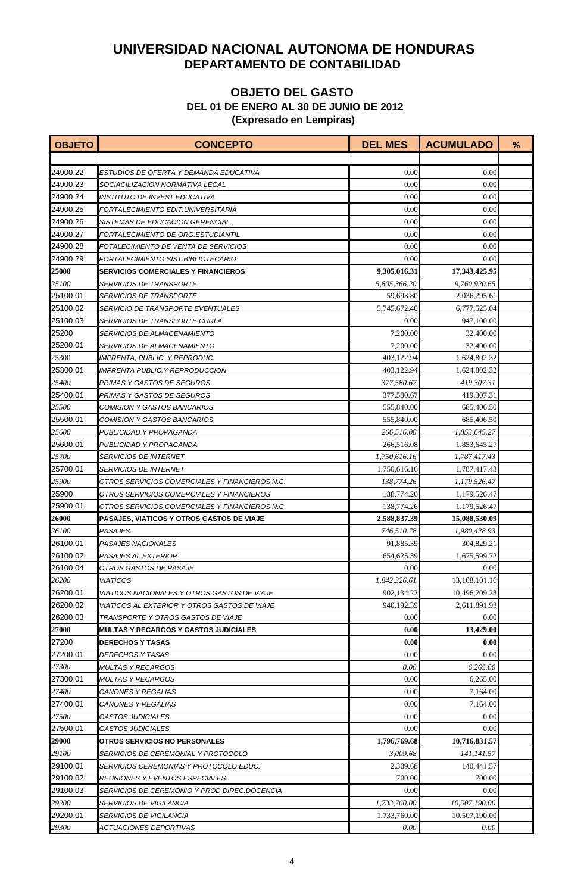# UNIVERSIDAD NACIONAL AUTONOMA DE HONDURAS
## DEPARTAMENTO DE CONTABILIDAD

### OBJETO DEL GASTO
**DEL 01 DE ENERO AL 30 DE JUNIO DE 2012**
**(Expresado en Lempiras)**

| OBJETO | CONCEPTO | DEL MES | ACUMULADO | % |
|---|---|---|---|---|
| | | | | |
| 24900.22 | *ESTUDIOS DE OFERTA Y DEMANDA EDUCATIVA* | 0.00 | 0.00 | |
| 24900.23 | *SOCIACILIZACION NORMATIVA LEGAL* | 0.00 | 0.00 | |
| 24900.24 | *INSTITUTO DE INVEST.EDUCATIVA* | 0.00 | 0.00 | |
| 24900.25 | *FORTALECIMIENTO EDIT.UNIVERSITARIA* | 0.00 | 0.00 | |
| 24900.26 | *SISTEMAS DE EDUCACION GERENCIAL.* | 0.00 | 0.00 | |
| 24900.27 | *FORTALECIMIENTO DE ORG.ESTUDIANTIL* | 0.00 | 0.00 | |
| 24900.28 | *FOTALECIMIENTO DE VENTA DE SERVICIOS* | 0.00 | 0.00 | |
| 24900.29 | *FORTALECIMIENTO SIST.BIBLIOTECARIO* | 0.00 | 0.00 | |
| **25000** | **SERVICIOS COMERCIALES Y FINANCIEROS** | **9,305,016.31** | **17,343,425.95** | |
| *25100* | *SERVICIOS DE TRANSPORTE* | *5,805,366.20* | *9,760,920.65* | |
| 25100.01 | *SERVICIOS DE TRANSPORTE* | 59,693.80 | 2,036,295.61 | |
| 25100.02 | *SERVICIO DE TRANSPORTE EVENTUALES* | 5,745,672.40 | 6,777,525.04 | |
| 25100.03 | *SERVICIOS DE TRANSPORTE CURLA* | 0.00 | 947,100.00 | |
| 25200 | *SERVICIOS DE ALMACENAMIENTO* | 7,200.00 | 32,400.00 | |
| 25200.01 | *SERVICIOS DE ALMACENAMIENTO* | 7,200.00 | 32,400.00 | |
| 25300 | *IMPRENTA, PUBLIC. Y REPRODUC.* | 403,122.94 | 1,624,802.32 | |
| 25300.01 | *IMPRENTA PUBLIC.Y REPRODUCCION* | 403,122.94 | 1,624,802.32 | |
| *25400* | *PRIMAS Y GASTOS DE SEGUROS* | *377,580.67* | *419,307.31* | |
| 25400.01 | *PRIMAS Y GASTOS DE SEGUROS* | 377,580.67 | 419,307.31 | |
| *25500* | *COMISION Y GASTOS BANCARIOS* | 555,840.00 | 685,406.50 | |
| 25500.01 | *COMISION Y GASTOS BANCARIOS* | 555,840.00 | 685,406.50 | |
| *25600* | *PUBLICIDAD Y PROPAGANDA* | *266,516.08* | *1,853,645.27* | |
| 25600.01 | *PUBLICIDAD Y PROPAGANDA* | 266,516.08 | 1,853,645.27 | |
| *25700* | *SERVICIOS DE INTERNET* | *1,750,616.16* | *1,787,417.43* | |
| 25700.01 | *SERVICIOS DE INTERNET* | 1,750,616.16 | 1,787,417.43 | |
| *25900* | *OTROS SERVICIOS COMERCIALES Y FINANCIEROS N.C.* | *138,774.26* | *1,179,526.47* | |
| 25900 | *OTROS SERVICIOS COMERCIALES Y FINANCIEROS* | 138,774.26 | 1,179,526.47 | |
| 25900.01 | *OTROS SERVICIOS COMERCIALES Y FINANCIEROS N.C* | 138,774.26 | 1,179,526.47 | |
| **26000** | **PASAJES, VIATICOS Y OTROS GASTOS DE VIAJE** | **2,588,837.39** | **15,088,530.09** | |
| *26100* | *PASAJES* | *746,510.78* | *1,980,428.93* | |
| 26100.01 | *PASAJES NACIONALES* | 91,885.39 | 304,829.21 | |
| 26100.02 | *PASAJES AL EXTERIOR* | 654,625.39 | 1,675,599.72 | |
| 26100.04 | *OTROS GASTOS DE PASAJE* | 0.00 | 0.00 | |
| *26200* | *VIATICOS* | *1,842,326.61* | 13,108,101.16 | |
| 26200.01 | *VIATICOS NACIONALES Y OTROS GASTOS DE VIAJE* | 902,134.22 | 10,496,209.23 | |
| 26200.02 | *VIATICOS AL EXTERIOR Y OTROS GASTOS DE VIAJE* | 940,192.39 | 2,611,891.93 | |
| 26200.03 | *TRANSPORTE Y OTROS GASTOS DE VIAJE* | 0.00 | 0.00 | |
| **27000** | **MULTAS Y RECARGOS Y GASTOS JUDICIALES** | **0.00** | **13,429.00** | |
| 27200 | **DERECHOS Y TASAS** | **0.00** | **0.00** | |
| 27200.01 | *DERECHOS Y TASAS* | 0.00 | 0.00 | |
| *27300* | *MULTAS Y RECARGOS* | *0.00* | *6,265.00* | |
| 27300.01 | *MULTAS Y RECARGOS* | 0.00 | 6,265.00 | |
| *27400* | *CANONES Y REGALIAS* | 0.00 | 7,164.00 | |
| 27400.01 | *CANONES Y REGALIAS* | 0.00 | 7,164.00 | |
| *27500* | *GASTOS JUDICIALES* | 0.00 | 0.00 | |
| 27500.01 | *GASTOS JUDICIALES* | 0.00 | 0.00 | |
| **29000** | **OTROS SERVICIOS NO PERSONALES** | **1,796,769.68** | **10,716,831.57** | |
| *29100* | *SERVICIOS DE CEREMONIAL Y PROTOCOLO* | *3,009.68* | *141,141.57* | |
| 29100.01 | *SERVICIOS CEREMONIAS Y PROTOCOLO EDUC.* | 2,309.68 | 140,441.57 | |
| 29100.02 | *REUNIONES Y EVENTOS ESPECIALES* | 700.00 | 700.00 | |
| 29100.03 | *SERVICIOS DE CEREMONIO Y PROD.DIREC.DOCENCIA* | 0.00 | 0.00 | |
| *29200* | *SERVICIOS DE VIGILANCIA* | *1,733,760.00* | *10,507,190.00* | |
| 29200.01 | *SERVICIOS DE VIGILANCIA* | 1,733,760.00 | 10,507,190.00 | |
| *29300* | *ACTUACIONES DEPORTIVAS* | *0.00* | *0.00* | |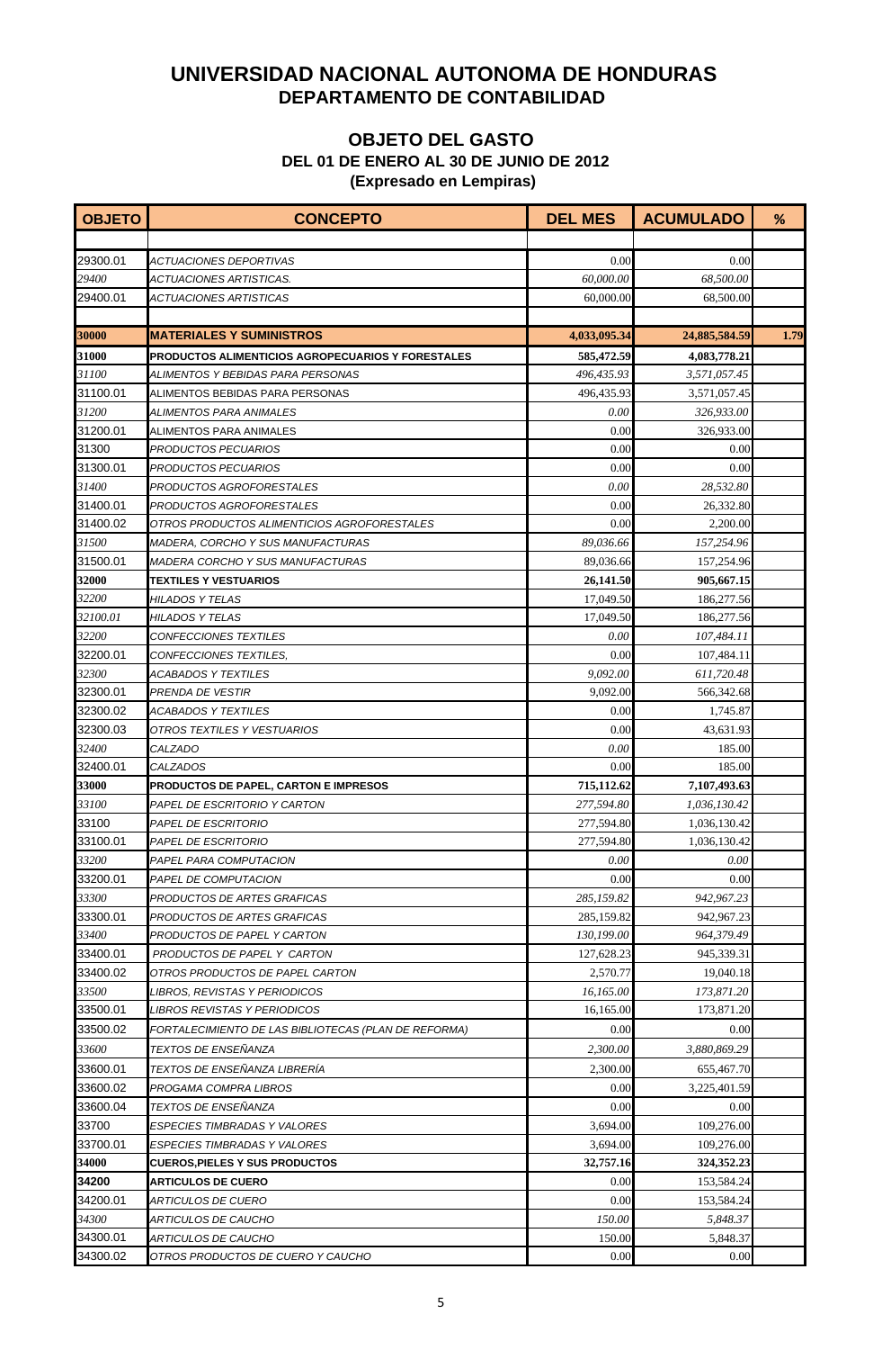# UNIVERSIDAD NACIONAL AUTONOMA DE HONDURAS
## DEPARTAMENTO DE CONTABILIDAD

### OBJETO DEL GASTO
**DEL 01 DE ENERO AL 30 DE JUNIO DE 2012**
**(Expresado en Lempiras)**

| OBJETO | CONCEPTO | DEL MES | ACUMULADO | % |
|---|---|---|---|---|
| | | | | |
| 29300.01 | *ACTUACIONES DEPORTIVAS* | 0.00 | 0.00 | |
| *29400* | *ACTUACIONES ARTISTICAS.* | *60,000.00* | *68,500.00* | |
| 29400.01 | *ACTUACIONES ARTISTICAS* | 60,000.00 | 68,500.00 | |
| | | | | |
| **30000** | **MATERIALES Y SUMINISTROS** | **4,033,095.34** | **24,885,584.59** | **1.79** |
| **31000** | **PRODUCTOS ALIMENTICIOS AGROPECUARIOS Y FORESTALES** | **585,472.59** | **4,083,778.21** | |
| *31100* | *ALIMENTOS Y BEBIDAS PARA PERSONAS* | *496,435.93* | *3,571,057.45* | |
| 31100.01 | ALIMENTOS BEBIDAS PARA PERSONAS | 496,435.93 | 3,571,057.45 | |
| *31200* | *ALIMENTOS PARA ANIMALES* | *0.00* | *326,933.00* | |
| 31200.01 | ALIMENTOS PARA ANIMALES | 0.00 | 326,933.00 | |
| 31300 | *PRODUCTOS PECUARIOS* | 0.00 | 0.00 | |
| 31300.01 | *PRODUCTOS PECUARIOS* | 0.00 | 0.00 | |
| *31400* | *PRODUCTOS AGROFORESTALES* | *0.00* | *28,532.80* | |
| 31400.01 | *PRODUCTOS AGROFORESTALES* | 0.00 | 26,332.80 | |
| 31400.02 | *OTROS PRODUCTOS ALIMENTICIOS AGROFORESTALES* | 0.00 | 2,200.00 | |
| *31500* | *MADERA, CORCHO Y SUS MANUFACTURAS* | *89,036.66* | *157,254.96* | |
| 31500.01 | *MADERA CORCHO Y SUS MANUFACTURAS* | 89,036.66 | 157,254.96 | |
| **32000** | **TEXTILES Y VESTUARIOS** | **26,141.50** | **905,667.15** | |
| *32200* | *HILADOS Y TELAS* | 17,049.50 | 186,277.56 | |
| *32100.01* | *HILADOS Y TELAS* | 17,049.50 | 186,277.56 | |
| *32200* | *CONFECCIONES TEXTILES* | *0.00* | *107,484.11* | |
| 32200.01 | *CONFECCIONES TEXTILES,* | 0.00 | 107,484.11 | |
| *32300* | *ACABADOS Y TEXTILES* | *9,092.00* | *611,720.48* | |
| 32300.01 | *PRENDA DE VESTIR* | 9,092.00 | 566,342.68 | |
| 32300.02 | *ACABADOS Y TEXTILES* | 0.00 | 1,745.87 | |
| 32300.03 | *OTROS TEXTILES Y VESTUARIOS* | 0.00 | 43,631.93 | |
| *32400* | *CALZADO* | *0.00* | 185.00 | |
| 32400.01 | *CALZADOS* | 0.00 | 185.00 | |
| **33000** | **PRODUCTOS DE PAPEL, CARTON E IMPRESOS** | **715,112.62** | **7,107,493.63** | |
| *33100* | *PAPEL DE ESCRITORIO Y CARTON* | *277,594.80* | *1,036,130.42* | |
| 33100 | *PAPEL DE ESCRITORIO* | 277,594.80 | 1,036,130.42 | |
| 33100.01 | *PAPEL DE ESCRITORIO* | 277,594.80 | 1,036,130.42 | |
| *33200* | *PAPEL PARA COMPUTACION* | *0.00* | *0.00* | |
| 33200.01 | *PAPEL DE COMPUTACION* | 0.00 | 0.00 | |
| *33300* | *PRODUCTOS DE ARTES GRAFICAS* | *285,159.82* | *942,967.23* | |
| 33300.01 | *PRODUCTOS DE ARTES GRAFICAS* | 285,159.82 | 942,967.23 | |
| *33400* | *PRODUCTOS DE PAPEL Y CARTON* | *130,199.00* | *964,379.49* | |
| 33400.01 | *PRODUCTOS DE PAPEL Y CARTON* | 127,628.23 | 945,339.31 | |
| 33400.02 | *OTROS PRODUCTOS DE PAPEL CARTON* | 2,570.77 | 19,040.18 | |
| *33500* | *LIBROS, REVISTAS Y PERIODICOS* | *16,165.00* | *173,871.20* | |
| 33500.01 | *LIBROS REVISTAS Y PERIODICOS* | 16,165.00 | 173,871.20 | |
| 33500.02 | *FORTALECIMIENTO DE LAS BIBLIOTECAS (PLAN DE REFORMA)* | 0.00 | 0.00 | |
| *33600* | *TEXTOS DE ENSEÑANZA* | *2,300.00* | *3,880,869.29* | |
| 33600.01 | *TEXTOS DE ENSEÑANZA LIBRERÍA* | 2,300.00 | 655,467.70 | |
| 33600.02 | *PROGAMA COMPRA LIBROS* | 0.00 | 3,225,401.59 | |
| 33600.04 | *TEXTOS DE ENSEÑANZA* | 0.00 | 0.00 | |
| 33700 | *ESPECIES TIMBRADAS Y VALORES* | 3,694.00 | 109,276.00 | |
| 33700.01 | *ESPECIES TIMBRADAS Y VALORES* | 3,694.00 | 109,276.00 | |
| **34000** | **CUEROS,PIELES Y SUS PRODUCTOS** | **32,757.16** | **324,352.23** | |
| **34200** | **ARTICULOS DE CUERO** | 0.00 | 153,584.24 | |
| 34200.01 | *ARTICULOS DE CUERO* | 0.00 | 153,584.24 | |
| *34300* | *ARTICULOS DE CAUCHO* | *150.00* | *5,848.37* | |
| 34300.01 | *ARTICULOS DE CAUCHO* | 150.00 | 5,848.37 | |
| 34300.02 | *OTROS PRODUCTOS DE CUERO Y CAUCHO* | 0.00 | 0.00 | |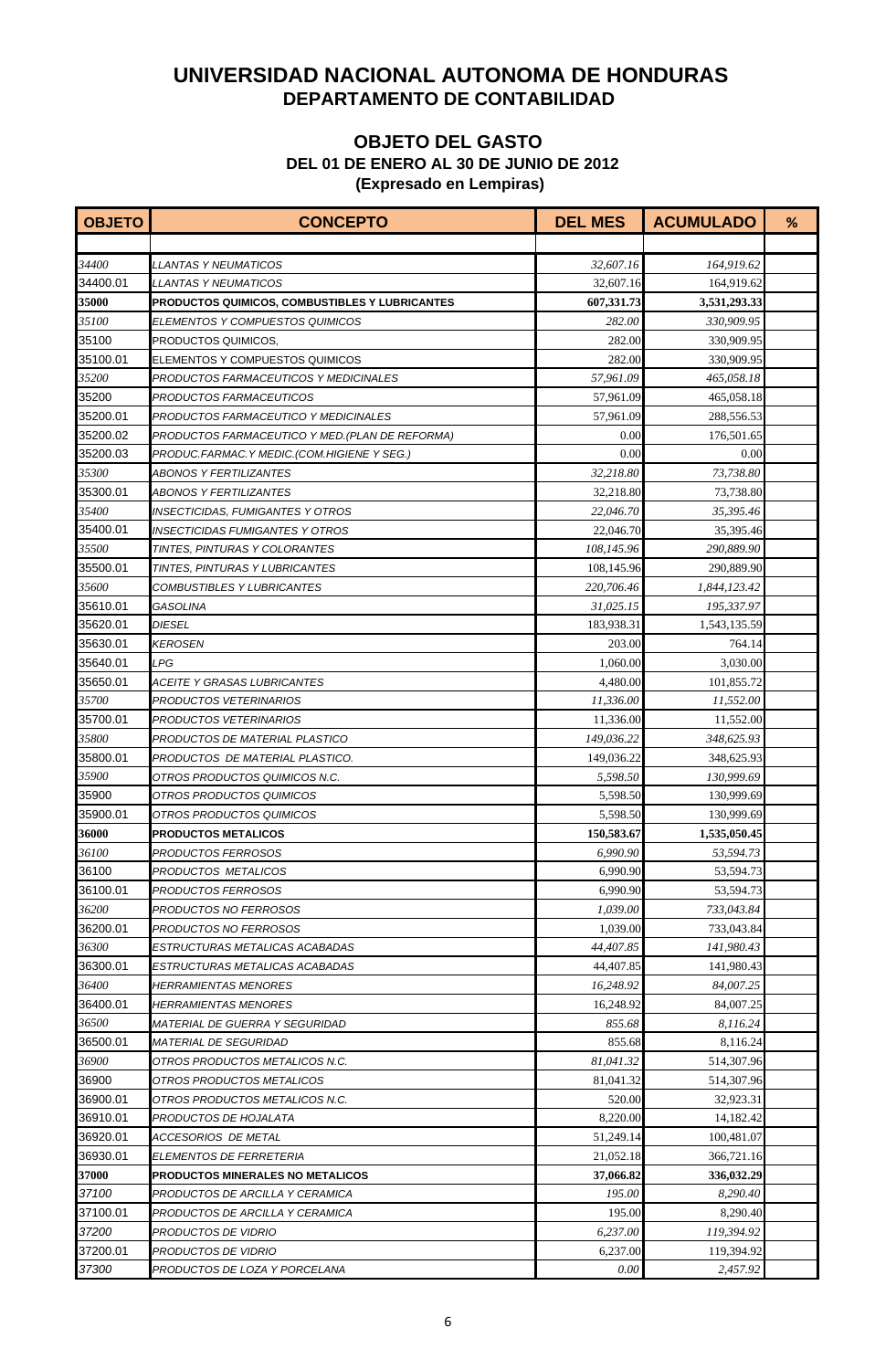# UNIVERSIDAD NACIONAL AUTONOMA DE HONDURAS
## DEPARTAMENTO DE CONTABILIDAD

### OBJETO DEL GASTO
### DEL 01 DE ENERO AL 30 DE JUNIO DE 2012
### (Expresado en Lempiras)

| OBJETO | CONCEPTO | DEL MES | ACUMULADO | % |
|---|---|---|---|---|
| | | | | |
| *34400* | *LLANTAS Y NEUMATICOS* | *32,607.16* | *164,919.62* | |
| 34400.01 | *LLANTAS Y NEUMATICOS* | 32,607.16 | 164,919.62 | |
| **35000** | **PRODUCTOS QUIMICOS, COMBUSTIBLES Y LUBRICANTES** | **607,331.73** | **3,531,293.33** | |
| *35100* | *ELEMENTOS Y COMPUESTOS QUIMICOS* | *282.00* | *330,909.95* | |
| 35100 | PRODUCTOS QUIMICOS, | 282.00 | 330,909.95 | |
| 35100.01 | ELEMENTOS Y COMPUESTOS QUIMICOS | 282.00 | 330,909.95 | |
| *35200* | *PRODUCTOS FARMACEUTICOS Y MEDICINALES* | *57,961.09* | *465,058.18* | |
| 35200 | *PRODUCTOS FARMACEUTICOS* | 57,961.09 | 465,058.18 | |
| 35200.01 | *PRODUCTOS FARMACEUTICO Y MEDICINALES* | 57,961.09 | 288,556.53 | |
| 35200.02 | *PRODUCTOS FARMACEUTICO Y MED.(PLAN DE REFORMA)* | 0.00 | 176,501.65 | |
| 35200.03 | *PRODUC.FARMAC.Y MEDIC.(COM.HIGIENE Y SEG.)* | 0.00 | 0.00 | |
| *35300* | *ABONOS Y FERTILIZANTES* | *32,218.80* | *73,738.80* | |
| 35300.01 | *ABONOS Y FERTILIZANTES* | 32,218.80 | 73,738.80 | |
| *35400* | *INSECTICIDAS, FUMIGANTES Y OTROS* | *22,046.70* | *35,395.46* | |
| 35400.01 | *INSECTICIDAS FUMIGANTES Y OTROS* | 22,046.70 | 35,395.46 | |
| *35500* | *TINTES, PINTURAS Y COLORANTES* | *108,145.96* | *290,889.90* | |
| 35500.01 | *TINTES, PINTURAS Y LUBRICANTES* | 108,145.96 | 290,889.90 | |
| *35600* | *COMBUSTIBLES Y LUBRICANTES* | *220,706.46* | *1,844,123.42* | |
| 35610.01 | *GASOLINA* | *31,025.15* | *195,337.97* | |
| 35620.01 | *DIESEL* | 183,938.31 | 1,543,135.59 | |
| 35630.01 | *KEROSEN* | 203.00 | 764.14 | |
| 35640.01 | *LPG* | 1,060.00 | 3,030.00 | |
| 35650.01 | *ACEITE Y GRASAS LUBRICANTES* | 4,480.00 | 101,855.72 | |
| *35700* | *PRODUCTOS VETERINARIOS* | *11,336.00* | *11,552.00* | |
| 35700.01 | *PRODUCTOS VETERINARIOS* | 11,336.00 | 11,552.00 | |
| *35800* | *PRODUCTOS DE MATERIAL PLASTICO* | *149,036.22* | *348,625.93* | |
| 35800.01 | *PRODUCTOS DE MATERIAL PLASTICO.* | 149,036.22 | 348,625.93 | |
| *35900* | *OTROS PRODUCTOS QUIMICOS N.C.* | *5,598.50* | *130,999.69* | |
| 35900 | *OTROS PRODUCTOS QUIMICOS* | 5,598.50 | 130,999.69 | |
| 35900.01 | *OTROS PRODUCTOS QUIMICOS* | 5,598.50 | 130,999.69 | |
| **36000** | **PRODUCTOS METALICOS** | **150,583.67** | **1,535,050.45** | |
| *36100* | *PRODUCTOS FERROSOS* | *6,990.90* | *53,594.73* | |
| 36100 | *PRODUCTOS METALICOS* | 6,990.90 | 53,594.73 | |
| 36100.01 | *PRODUCTOS FERROSOS* | 6,990.90 | 53,594.73 | |
| *36200* | *PRODUCTOS NO FERROSOS* | *1,039.00* | *733,043.84* | |
| 36200.01 | *PRODUCTOS NO FERROSOS* | 1,039.00 | 733,043.84 | |
| *36300* | *ESTRUCTURAS METALICAS ACABADAS* | *44,407.85* | *141,980.43* | |
| 36300.01 | *ESTRUCTURAS METALICAS ACABADAS* | 44,407.85 | 141,980.43 | |
| *36400* | *HERRAMIENTAS MENORES* | *16,248.92* | *84,007.25* | |
| 36400.01 | *HERRAMIENTAS MENORES* | 16,248.92 | 84,007.25 | |
| *36500* | *MATERIAL DE GUERRA Y SEGURIDAD* | *855.68* | *8,116.24* | |
| 36500.01 | *MATERIAL DE SEGURIDAD* | 855.68 | 8,116.24 | |
| *36900* | *OTROS PRODUCTOS METALICOS N.C.* | *81,041.32* | 514,307.96 | |
| 36900 | *OTROS PRODUCTOS METALICOS* | 81,041.32 | 514,307.96 | |
| 36900.01 | *OTROS PRODUCTOS METALICOS N.C.* | 520.00 | 32,923.31 | |
| 36910.01 | *PRODUCTOS DE HOJALATA* | 8,220.00 | 14,182.42 | |
| 36920.01 | *ACCESORIOS DE METAL* | 51,249.14 | 100,481.07 | |
| 36930.01 | *ELEMENTOS DE FERRETERIA* | 21,052.18 | 366,721.16 | |
| **37000** | **PRODUCTOS MINERALES NO METALICOS** | **37,066.82** | **336,032.29** | |
| *37100* | *PRODUCTOS DE ARCILLA Y CERAMICA* | *195.00* | *8,290.40* | |
| 37100.01 | *PRODUCTOS DE ARCILLA Y CERAMICA* | 195.00 | 8,290.40 | |
| *37200* | *PRODUCTOS DE VIDRIO* | *6,237.00* | *119,394.92* | |
| 37200.01 | *PRODUCTOS DE VIDRIO* | 6,237.00 | 119,394.92 | |
| *37300* | *PRODUCTOS DE LOZA Y PORCELANA* | *0.00* | *2,457.92* | |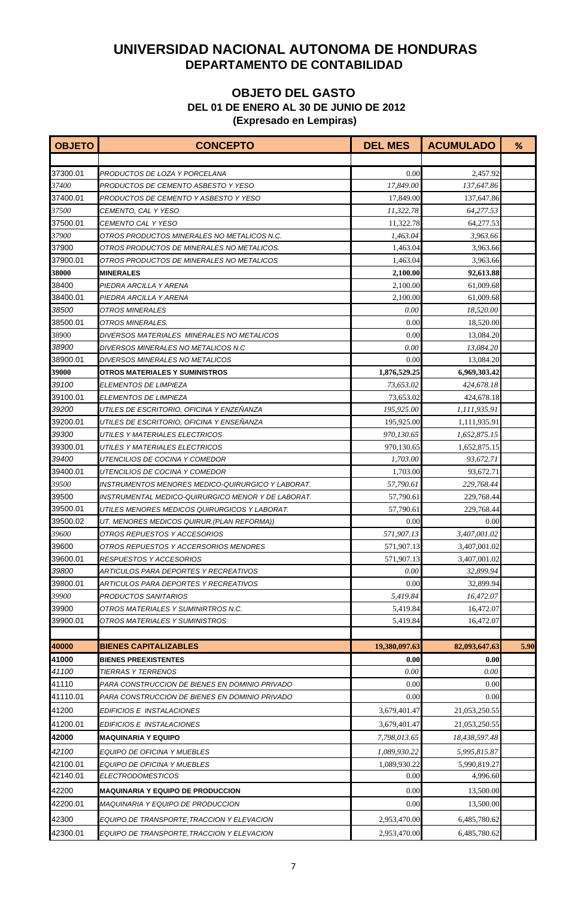# UNIVERSIDAD NACIONAL AUTONOMA DE HONDURAS
## DEPARTAMENTO DE CONTABILIDAD

### OBJETO DEL GASTO
### DEL 01 DE ENERO AL 30 DE JUNIO DE 2012
### (Expresado en Lempiras)

| OBJETO | CONCEPTO | DEL MES | ACUMULADO | % |
|---|---|---|---|---|
| | | | | |
| 37300.01 | *PRODUCTOS DE LOZA Y PORCELANA* | 0.00 | 2,457.92 | |
| *37400* | *PRODUCTOS DE CEMENTO ASBESTO Y YESO* | *17,849.00* | *137,647.86* | |
| 37400.01 | *PRODUCTOS DE CEMENTO Y ASBESTO Y YESO* | 17,849.00 | 137,647.86 | |
| *37500* | *CEMENTO, CAL Y YESO* | *11,322.78* | *64,277.53* | |
| 37500.01 | *CEMENTO CAL Y YESO* | 11,322.78 | 64,277.53 | |
| *37900* | *OTROS PRODUCTOS MINERALES NO METALICOS N.C.* | *1,463.04* | *3,963.66* | |
| 37900 | *OTROS PRODUCTOS DE MINERALES NO METALICOS.* | 1,463.04 | 3,963.66 | |
| 37900.01 | *OTROS PRODUCTOS DE MINERALES NO METALICOS* | 1,463.04 | 3,963.66 | |
| **38000** | **MINERALES** | **2,100.00** | **92,613.88** | |
| 38400 | *PIEDRA ARCILLA Y ARENA* | 2,100.00 | 61,009.68 | |
| 38400.01 | *PIEDRA ARCILLA Y ARENA* | 2,100.00 | 61,009.68 | |
| *38500* | *OTROS MINERALES* | *0.00* | *18,520.00* | |
| 38500.01 | *OTROS MINERALES.* | 0.00 | 18,520.00 | |
| 38900 | *DIVERSOS MATERIALES MINERALES NO METALICOS* | 0.00 | 13,084.20 | |
| *38900* | *DIVERSOS MINERALES NO METALICOS N.C* | *0.00* | *13,084.20* | |
| 38900.01 | *DIVERSOS MINERALES NO METALICOS* | 0.00 | 13,084.20 | |
| **39000** | **OTROS MATERIALES Y SUMINISTROS** | **1,876,529.25** | **6,969,303.42** | |
| *39100* | *ELEMENTOS DE LIMPIEZA* | *73,653.02* | *424,678.18* | |
| 39100.01 | *ELEMENTOS DE LIMPIEZA* | 73,653.02 | 424,678.18 | |
| *39200* | *UTILES DE ESCRITORIO, OFICINA Y ENZEÑANZA* | *195,925.00* | *1,111,935.91* | |
| 39200.01 | *UTILES DE ESCRITORIO, OFICINA Y ENSEÑANZA* | 195,925.00 | 1,111,935.91 | |
| *39300* | *UTILES Y MATERIALES ELECTRICOS* | *970,130.65* | *1,652,875.15* | |
| 39300.01 | *UTILES Y MATERIALES ELECTRICOS* | 970,130.65 | 1,652,875.15 | |
| *39400* | *UTENCILIOS DE COCINA Y COMEDOR* | *1,703.00* | *93,672.71* | |
| 39400.01 | *UTENCILIOS DE COCINA Y COMEDOR* | 1,703.00 | 93,672.71 | |
| *39500* | *INSTRUMENTOS MENORES MEDICO-QUIRURGICO Y LABORAT.* | *57,790.61* | *229,768.44* | |
| 39500 | *INSTRUMENTAL MEDICO-QUIRURGICO MENOR Y DE LABORAT.* | 57,790.61 | 229,768.44 | |
| 39500.01 | *UTILES MENORES MEDICOS QUIRURGICOS Y LABORAT.* | 57,790.61 | 229,768.44 | |
| 39500.02 | *UT. MENORES MEDICOS QUIRUR.(PLAN REFORMA))* | 0.00 | 0.00 | |
| *39600* | *OTROS REPUESTOS Y ACCESORIOS* | *571,907.13* | *3,407,001.02* | |
| 39600 | *OTROS REPUESTOS Y ACCERSORIOS MENORES* | 571,907.13 | 3,407,001.02 | |
| 39600.01 | *RESPUESTOS Y ACCESORIOS* | 571,907.13 | 3,407,001.02 | |
| *39800* | *ARTICULOS PARA DEPORTES Y RECREATIVOS* | *0.00* | *32,899.94* | |
| 39800.01 | *ARTICULOS PARA DEPORTES Y RECREATIVOS* | 0.00 | 32,899.94 | |
| *39900* | *PRODUCTOS SANITARIOS* | *5,419.84* | *16,472.07* | |
| 39900 | *OTROS MATERIALES Y SUMINIRTROS N.C.* | 5,419.84 | 16,472.07 | |
| 39900.01 | *OTROS MATERIALES Y SUMINISTROS* | 5,419.84 | 16,472.07 | |
| | | | | |
| **40000** | **BIENES CAPITALIZABLES** | **19,380,097.63** | **82,093,647.63** | **5.90** |
| **41000** | **BIENES PREEXISTENTES** | **0.00** | **0.00** | |
| *41100* | *TIERRAS Y TERRENOS* | *0.00* | *0.00* | |
| 41110 | *PARA CONSTRUCCION DE BIENES EN DOMINIO PRIVADO* | 0.00 | 0.00 | |
| 41110.01 | *PARA CONSTRUCCION DE BIENES EN DOMINIO PRIVADO* | 0.00 | 0.00 | |
| 41200 | *EDIFICIOS E INSTALACIONES* | 3,679,401.47 | 21,053,250.55 | |
| 41200.01 | *EDIFICIOS E INSTALACIONES* | 3,679,401.47 | 21,053,250.55 | |
| **42000** | **MAQUINARIA Y EQUIPO** | *7,798,013.65* | *18,438,597.48* | |
| *42100* | *EQUIPO DE OFICINA Y MUEBLES* | *1,089,930.22* | *5,995,815.87* | |
| 42100.01 | *EQUIPO DE OFICINA Y MUEBLES* | 1,089,930.22 | 5,990,819.27 | |
| 42140.01 | *ELECTRODOMESTICOS* | 0.00 | 4,996.60 | |
| 42200 | **MAQUINARIA Y EQUIPO DE PRODUCCION** | 0.00 | 13,500.00 | |
| 42200.01 | *MAQUINARIA Y EQUIPO DE PRODUCCION* | 0.00 | 13,500.00 | |
| 42300 | *EQUIPO DE TRANSPORTE,TRACCION Y ELEVACION* | 2,953,470.00 | 6,485,780.62 | |
| 42300.01 | *EQUIPO DE TRANSPORTE,TRACCION Y ELEVACION* | 2,953,470.00 | 6,485,780.62 | |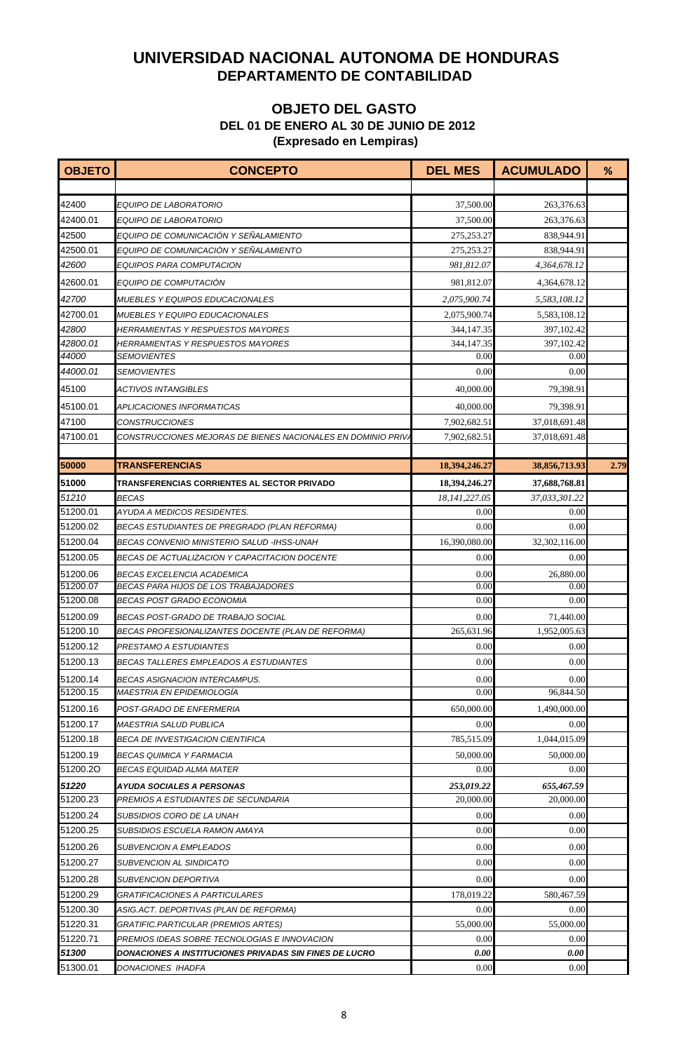# UNIVERSIDAD NACIONAL AUTONOMA DE HONDURAS
## DEPARTAMENTO DE CONTABILIDAD

### OBJETO DEL GASTO
**DEL 01 DE ENERO AL 30 DE JUNIO DE 2012**
**(Expresado en Lempiras)**

| OBJETO | CONCEPTO | DEL MES | ACUMULADO | % |
|---|---|---|---|---|
| | | | | |
| 42400 | *EQUIPO DE LABORATORIO* | 37,500.00 | 263,376.63 | |
| 42400.01 | *EQUIPO DE LABORATORIO* | 37,500.00 | 263,376.63 | |
| 42500 | *EQUIPO DE COMUNICACIÓN Y SEÑALAMIENTO* | 275,253.27 | 838,944.91 | |
| 42500.01 | *EQUIPO DE COMUNICACIÓN Y SEÑALAMIENTO* | 275,253.27 | 838,944.91 | |
| *42600* | *EQUIPOS PARA COMPUTACION* | *981,812.07* | *4,364,678.12* | |
| 42600.01 | *EQUIPO DE COMPUTACIÓN* | 981,812.07 | 4,364,678.12 | |
| *42700* | *MUEBLES Y EQUIPOS EDUCACIONALES* | *2,075,900.74* | *5,583,108.12* | |
| 42700.01 | *MUEBLES Y EQUIPO EDUCACIONALES* | 2,075,900.74 | 5,583,108.12 | |
| *42800* | *HERRAMIENTAS Y RESPUESTOS MAYORES* | 344,147.35 | 397,102.42 | |
| *42800.01* | *HERRAMIENTAS Y RESPUESTOS MAYORES* | 344,147.35 | 397,102.42 | |
| *44000* | *SEMOVIENTES* | 0.00 | 0.00 | |
| *44000.01* | *SEMOVIENTES* | 0.00 | 0.00 | |
| 45100 | *ACTIVOS INTANGIBLES* | 40,000.00 | 79,398.91 | |
| 45100.01 | *APLICACIONES INFORMATICAS* | 40,000.00 | 79,398.91 | |
| 47100 | *CONSTRUCCIONES* | 7,902,682.51 | 37,018,691.48 | |
| 47100.01 | *CONSTRUCCIONES MEJORAS DE BIENES NACIONALES EN DOMINIO PRIVA* | 7,902,682.51 | 37,018,691.48 | |
| | | | | |
| **50000** | **TRANSFERENCIAS** | **18,394,246.27** | **38,856,713.93** | **2.79** |
| **51000** | **TRANSFERENCIAS CORRIENTES AL SECTOR PRIVADO** | **18,394,246.27** | **37,688,768.81** | |
| *51210* | *BECAS* | *18,141,227.05* | *37,033,301.22* | |
| 51200.01 | *AYUDA A MEDICOS RESIDENTES.* | 0.00 | 0.00 | |
| 51200.02 | *BECAS ESTUDIANTES DE PREGRADO (PLAN REFORMA)* | 0.00 | 0.00 | |
| 51200.04 | *BECAS CONVENIO MINISTERIO SALUD -IHSS-UNAH* | 16,390,080.00 | 32,302,116.00 | |
| 51200.05 | *BECAS DE ACTUALIZACION Y CAPACITACION DOCENTE* | 0.00 | 0.00 | |
| 51200.06 | *BECAS EXCELENCIA ACADEMICA* | 0.00 | 26,880.00 | |
| 51200.07 | *BECAS PARA HIJOS DE LOS TRABAJADORES* | 0.00 | 0.00 | |
| 51200.08 | *BECAS POST GRADO ECONOMIA* | 0.00 | 0.00 | |
| 51200.09 | *BECAS POST-GRADO DE TRABAJO SOCIAL* | 0.00 | 71,440.00 | |
| 51200.10 | *BECAS PROFESIONALIZANTES DOCENTE (PLAN DE REFORMA)* | 265,631.96 | 1,952,005.63 | |
| 51200.12 | *PRESTAMO A ESTUDIANTES* | 0.00 | 0.00 | |
| 51200.13 | *BECAS TALLERES EMPLEADOS A ESTUDIANTES* | 0.00 | 0.00 | |
| 51200.14 | *BECAS ASIGNACION INTERCAMPUS.* | 0.00 | 0.00 | |
| 51200.15 | *MAESTRIA EN EPIDEMIOLOGÍA* | 0.00 | 96,844.50 | |
| 51200.16 | *POST-GRADO DE ENFERMERIA* | 650,000.00 | 1,490,000.00 | |
| 51200.17 | *MAESTRIA SALUD PUBLICA* | 0.00 | 0.00 | |
| 51200.18 | *BECA DE INVESTIGACION CIENTIFICA* | 785,515.09 | 1,044,015.09 | |
| 51200.19 | *BECAS QUIMICA Y FARMACIA* | 50,000.00 | 50,000.00 | |
| 51200.2O | *BECAS EQUIDAD ALMA MATER* | 0.00 | 0.00 | |
| ***51220*** | ***AYUDA SOCIALES A PERSONAS*** | ***253,019.22*** | ***655,467.59*** | |
| 51200.23 | *PREMIOS A ESTUDIANTES DE SECUNDARIA* | 20,000.00 | 20,000.00 | |
| 51200.24 | *SUBSIDIOS CORO DE LA UNAH* | 0.00 | 0.00 | |
| 51200.25 | *SUBSIDIOS ESCUELA RAMON AMAYA* | 0.00 | 0.00 | |
| 51200.26 | *SUBVENCION A EMPLEADOS* | 0.00 | 0.00 | |
| 51200.27 | *SUBVENCION AL SINDICATO* | 0.00 | 0.00 | |
| 51200.28 | *SUBVENCION DEPORTIVA* | 0.00 | 0.00 | |
| 51200.29 | *GRATIFICACIONES A PARTICULARES* | 178,019.22 | 580,467.59 | |
| 51200.30 | *ASIG.ACT. DEPORTIVAS (PLAN DE REFORMA)* | 0.00 | 0.00 | |
| 51220.31 | *GRATIFIC.PARTICULAR (PREMIOS ARTES)* | 55,000.00 | 55,000.00 | |
| 51220.71 | *PREMIOS IDEAS SOBRE TECNOLOGIAS E INNOVACION* | 0.00 | 0.00 | |
| ***51300*** | ***DONACIONES A INSTITUCIONES PRIVADAS SIN FINES DE LUCRO*** | ***0.00*** | ***0.00*** | |
| 51300.01 | *DONACIONES IHADFA* | 0.00 | 0.00 | |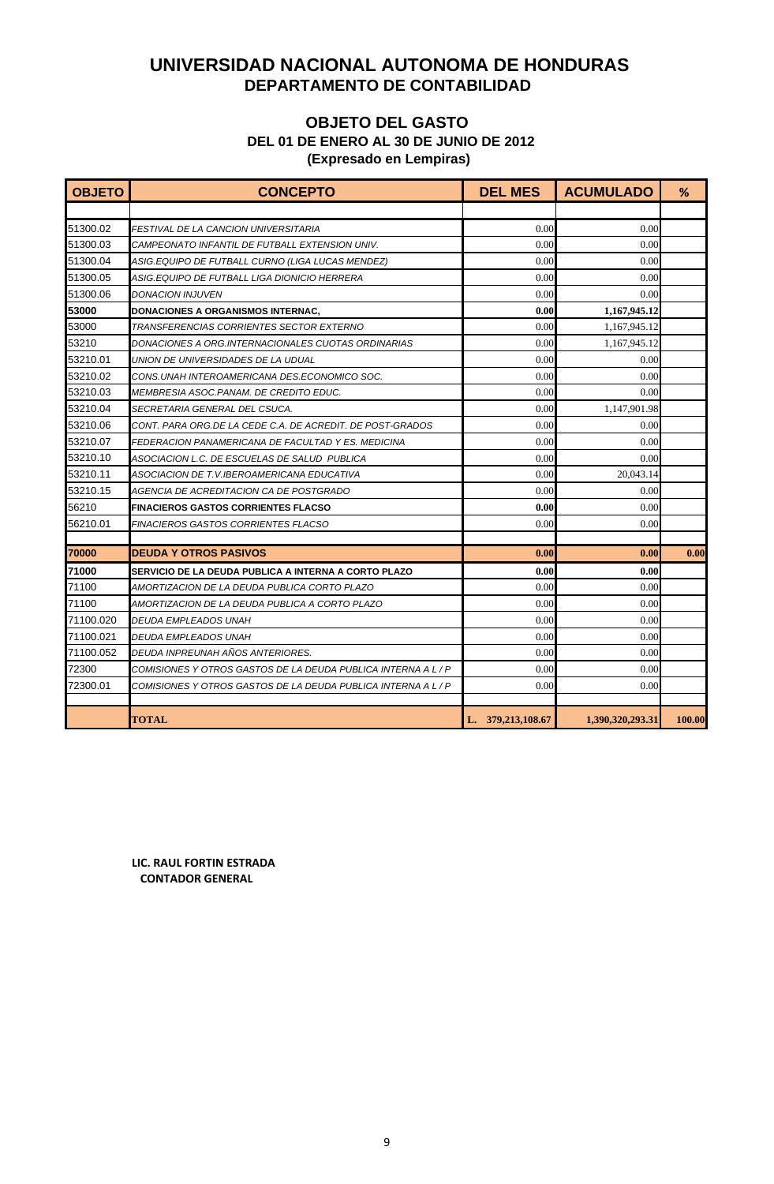# UNIVERSIDAD NACIONAL AUTONOMA DE HONDURAS
## DEPARTAMENTO DE CONTABILIDAD

### OBJETO DEL GASTO
**DEL 01 DE ENERO AL 30 DE JUNIO DE 2012**
**(Expresado en Lempiras)**

| OBJETO | CONCEPTO | DEL MES | ACUMULADO | % |
|---|---|---|---|---|
| | | | | |
| 51300.02 | *FESTIVAL DE LA CANCION UNIVERSITARIA* | 0.00 | 0.00 | |
| 51300.03 | *CAMPEONATO INFANTIL DE FUTBALL EXTENSION UNIV.* | 0.00 | 0.00 | |
| 51300.04 | *ASIG.EQUIPO DE FUTBALL CURNO (LIGA LUCAS MENDEZ)* | 0.00 | 0.00 | |
| 51300.05 | *ASIG.EQUIPO DE FUTBALL LIGA DIONICIO HERRERA* | 0.00 | 0.00 | |
| 51300.06 | *DONACION INJUVEN* | 0.00 | 0.00 | |
| **53000** | **DONACIONES A ORGANISMOS INTERNAC,** | **0.00** | **1,167,945.12** | |
| 53000 | *TRANSFERENCIAS CORRIENTES SECTOR EXTERNO* | 0.00 | 1,167,945.12 | |
| 53210 | *DONACIONES A ORG.INTERNACIONALES CUOTAS ORDINARIAS* | 0.00 | 1,167,945.12 | |
| 53210.01 | *UNION DE UNIVERSIDADES DE LA UDUAL* | 0.00 | 0.00 | |
| 53210.02 | *CONS.UNAH INTEROAMERICANA DES.ECONOMICO SOC.* | 0.00 | 0.00 | |
| 53210.03 | *MEMBRESIA ASOC.PANAM. DE CREDITO EDUC.* | 0.00 | 0.00 | |
| 53210.04 | *SECRETARIA GENERAL DEL CSUCA.* | 0.00 | 1,147,901.98 | |
| 53210.06 | *CONT. PARA ORG.DE LA CEDE C.A. DE ACREDIT. DE POST-GRADOS* | 0.00 | 0.00 | |
| 53210.07 | *FEDERACION PANAMERICANA DE FACULTAD Y ES. MEDICINA* | 0.00 | 0.00 | |
| 53210.10 | *ASOCIACION L.C. DE ESCUELAS DE SALUD PUBLICA* | 0.00 | 0.00 | |
| 53210.11 | *ASOCIACION DE T.V.IBEROAMERICANA EDUCATIVA* | 0.00 | 20,043.14 | |
| 53210.15 | *AGENCIA DE ACREDITACION CA DE POSTGRADO* | 0.00 | 0.00 | |
| 56210 | **FINACIEROS GASTOS CORRIENTES FLACSO** | **0.00** | 0.00 | |
| 56210.01 | *FINACIEROS GASTOS CORRIENTES FLACSO* | 0.00 | 0.00 | |
| | | | | |
| **70000** | **DEUDA Y OTROS PASIVOS** | **0.00** | **0.00** | **0.00** |
| **71000** | **SERVICIO DE LA DEUDA PUBLICA A INTERNA A CORTO PLAZO** | **0.00** | **0.00** | |
| 71100 | *AMORTIZACION DE LA DEUDA PUBLICA CORTO PLAZO* | 0.00 | 0.00 | |
| 71100 | *AMORTIZACION DE LA DEUDA PUBLICA A CORTO PLAZO* | 0.00 | 0.00 | |
| 71100.020 | *DEUDA EMPLEADOS UNAH* | 0.00 | 0.00 | |
| 71100.021 | *DEUDA EMPLEADOS UNAH* | 0.00 | 0.00 | |
| 71100.052 | *DEUDA INPREUNAH AÑOS ANTERIORES.* | 0.00 | 0.00 | |
| 72300 | *COMISIONES Y OTROS GASTOS DE LA DEUDA PUBLICA INTERNA A L / P* | 0.00 | 0.00 | |
| 72300.01 | *COMISIONES Y OTROS GASTOS DE LA DEUDA PUBLICA INTERNA A L / P* | 0.00 | 0.00 | |
| | | | | |
| | **TOTAL** | **L. 379,213,108.67** | **1,390,320,293.31** | **100.00** |

**LIC. RAUL FORTIN ESTRADA**
**CONTADOR GENERAL**